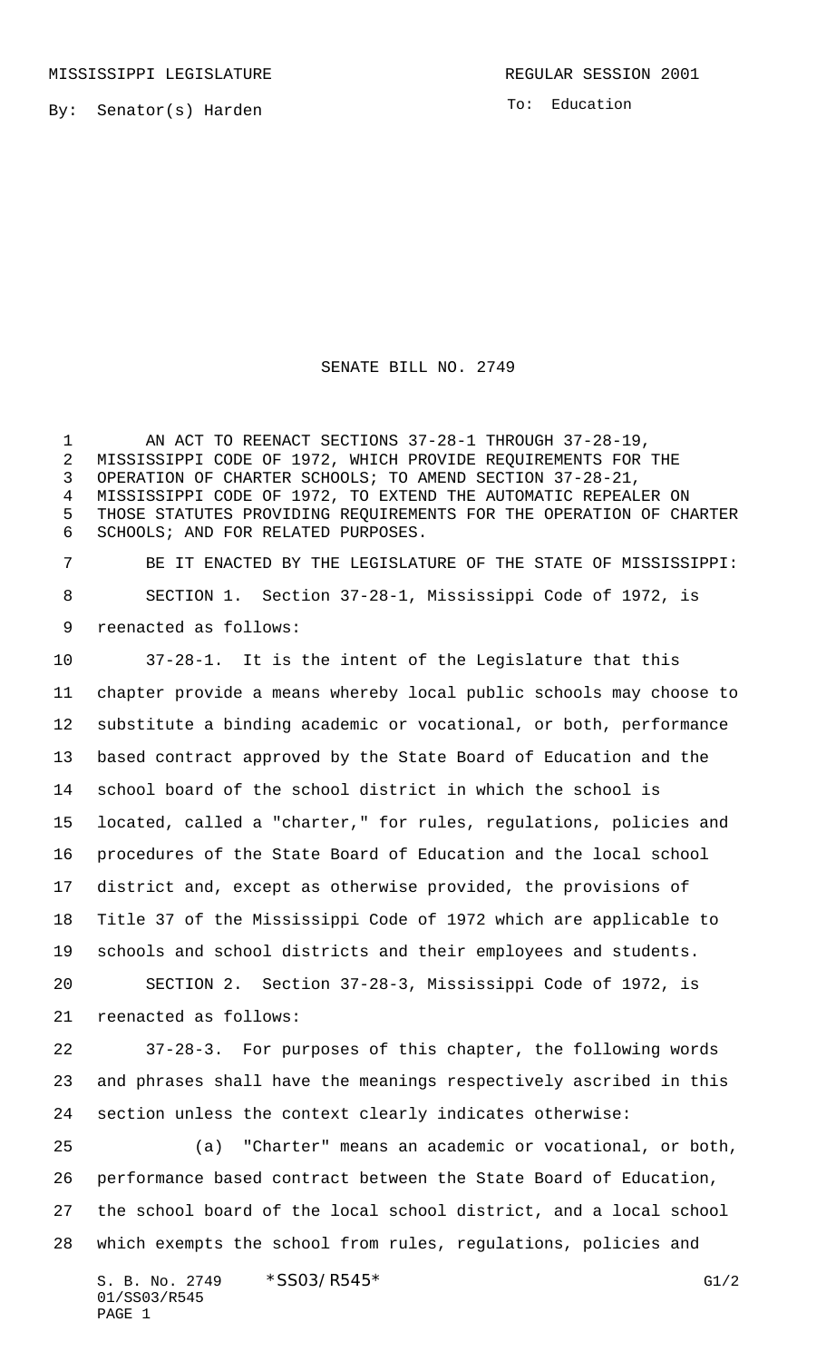MISSISSIPPI LEGISLATURE REGULAR SESSION 2001

By: Senator(s) Harden

To: Education

# SENATE BILL NO. 2749

AN ACT TO REENACT SECTIONS 37-28-1 THROUGH 37-28-19, MISSISSIPPI CODE OF 1972, WHICH PROVIDE REQUIREMENTS FOR THE OPERATION OF CHARTER SCHOOLS; TO AMEND SECTION 37-28-21, MISSISSIPPI CODE OF 1972, TO EXTEND THE AUTOMATIC REPEALER ON THOSE STATUTES PROVIDING REQUIREMENTS FOR THE OPERATION OF CHARTER SCHOOLS; AND FOR RELATED PURPOSES.

BE IT ENACTED BY THE LEGISLATURE OF THE STATE OF MISSISSIPPI:

SECTION 1. Section 37-28-1, Mississippi Code of 1972, is reenacted as follows:

37-28-1. It is the intent of the Legislature that this chapter provide a means whereby local public schools may choose to substitute a binding academic or vocational, or both, performance based contract approved by the State Board of Education and the school board of the school district in which the school is located, called a "charter," for rules, regulations, policies and procedures of the State Board of Education and the local school district and, except as otherwise provided, the provisions of Title 37 of the Mississippi Code of 1972 which are applicable to schools and school districts and their employees and students.

SECTION 2. Section 37-28-3, Mississippi Code of 1972, is reenacted as follows:

37-28-3. For purposes of this chapter, the following words and phrases shall have the meanings respectively ascribed in this section unless the context clearly indicates otherwise:

(a) "Charter" means an academic or vocational, or both, performance based contract between the State Board of Education, the school board of the local school district, and a local school which exempts the school from rules, regulations, policies and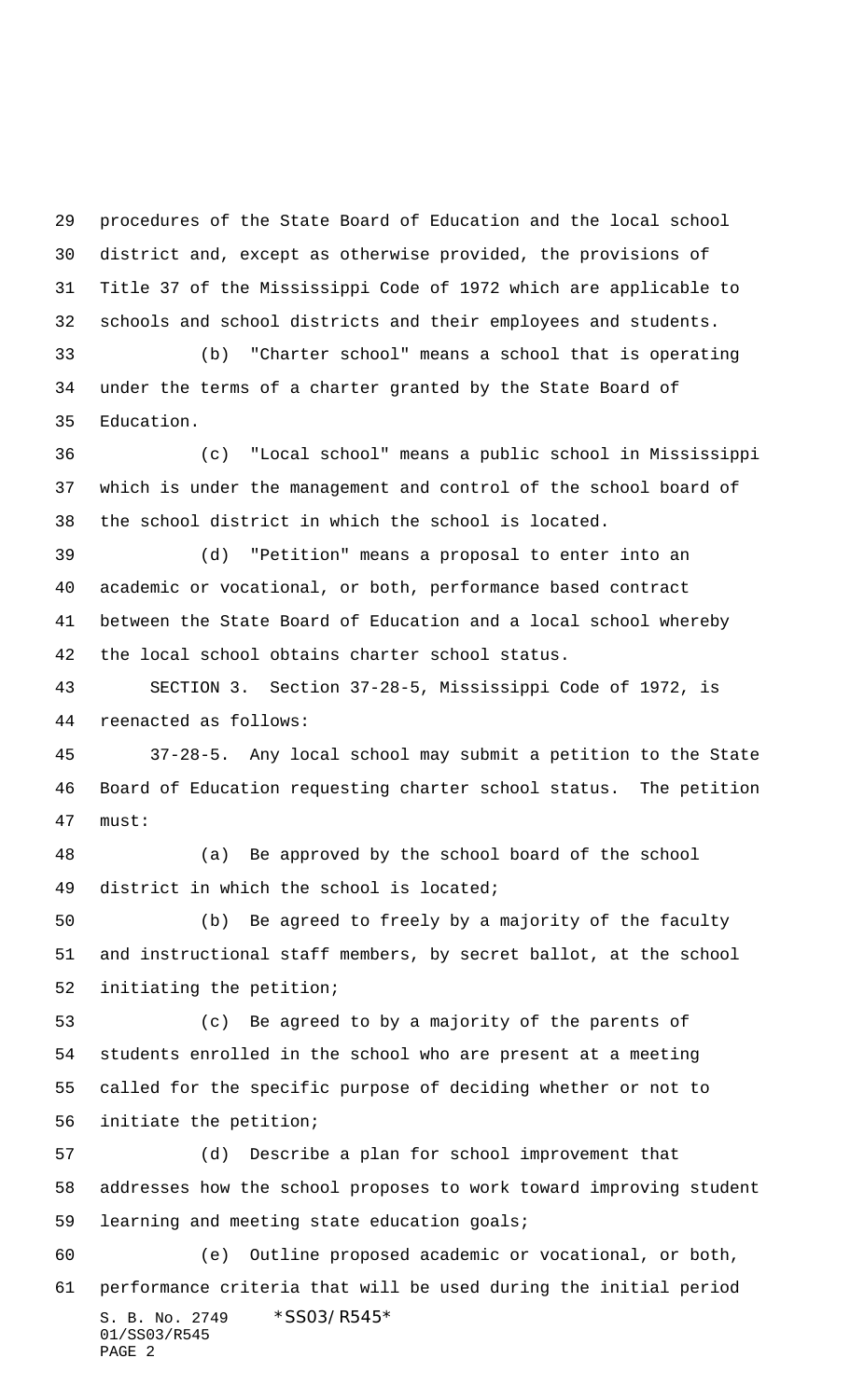procedures of the State Board of Education and the local school district and, except as otherwise provided, the provisions of Title 37 of the Mississippi Code of 1972 which are applicable to schools and school districts and their employees and students.

(b) "Charter school" means a school that is operating under the terms of a charter granted by the State Board of Education.

(c) "Local school" means a public school in Mississippi which is under the management and control of the school board of the school district in which the school is located.

(d) "Petition" means a proposal to enter into an academic or vocational, or both, performance based contract between the State Board of Education and a local school whereby the local school obtains charter school status.

SECTION 3. Section 37-28-5, Mississippi Code of 1972, is reenacted as follows:

37-28-5. Any local school may submit a petition to the State Board of Education requesting charter school status. The petition must:

(a) Be approved by the school board of the school district in which the school is located;

(b) Be agreed to freely by a majority of the faculty and instructional staff members, by secret ballot, at the school initiating the petition;

(c) Be agreed to by a majority of the parents of students enrolled in the school who are present at a meeting called for the specific purpose of deciding whether or not to initiate the petition;

(d) Describe a plan for school improvement that addresses how the school proposes to work toward improving student learning and meeting state education goals;

(e) Outline proposed academic or vocational, or both, performance criteria that will be used during the initial period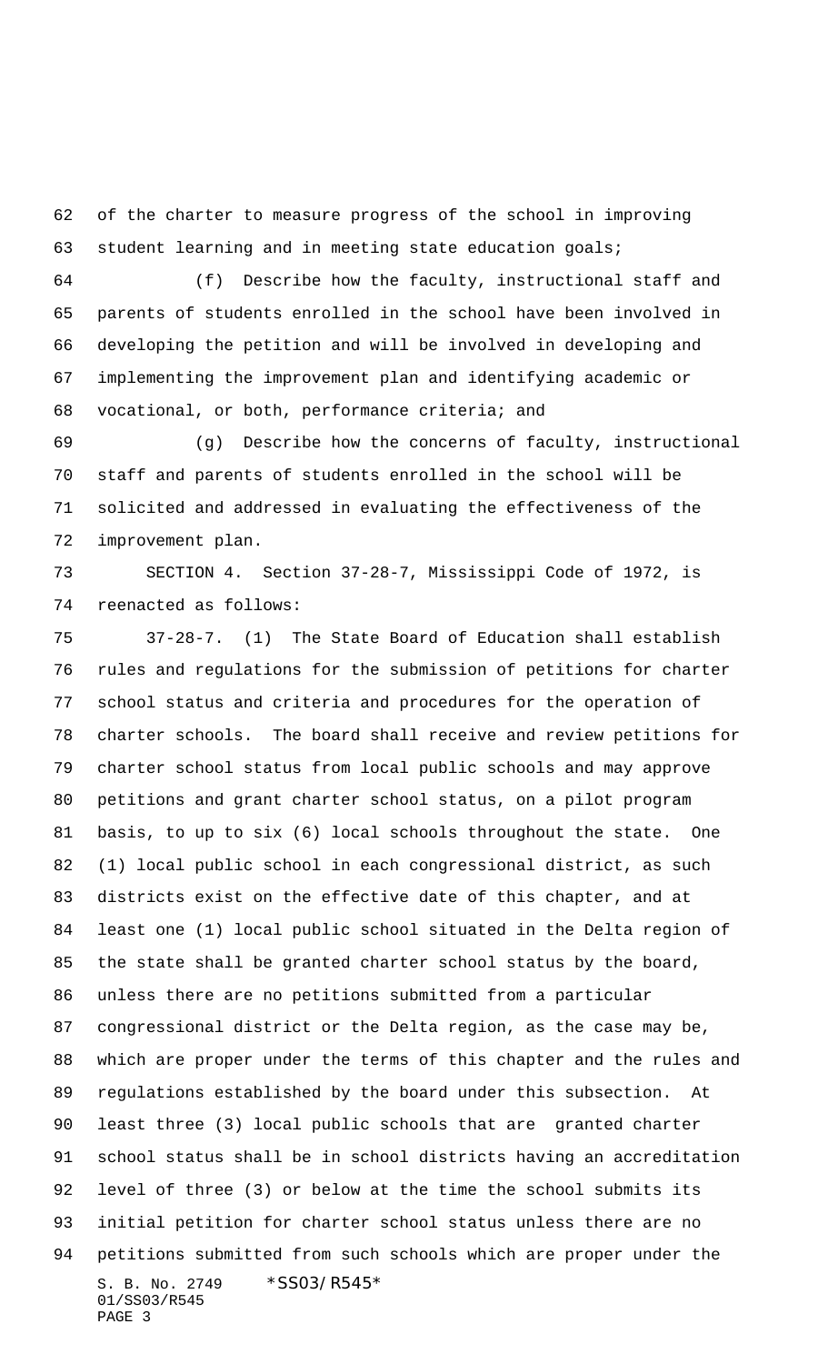of the charter to measure progress of the school in improving student learning and in meeting state education goals;

(f) Describe how the faculty, instructional staff and parents of students enrolled in the school have been involved in developing the petition and will be involved in developing and implementing the improvement plan and identifying academic or vocational, or both, performance criteria; and

(g) Describe how the concerns of faculty, instructional staff and parents of students enrolled in the school will be solicited and addressed in evaluating the effectiveness of the improvement plan.

SECTION 4. Section 37-28-7, Mississippi Code of 1972, is reenacted as follows:

37-28-7. (1) The State Board of Education shall establish rules and regulations for the submission of petitions for charter school status and criteria and procedures for the operation of charter schools. The board shall receive and review petitions for charter school status from local public schools and may approve petitions and grant charter school status, on a pilot program basis, to up to six (6) local schools throughout the state. One (1) local public school in each congressional district, as such districts exist on the effective date of this chapter, and at least one (1) local public school situated in the Delta region of the state shall be granted charter school status by the board, unless there are no petitions submitted from a particular congressional district or the Delta region, as the case may be, which are proper under the terms of this chapter and the rules and regulations established by the board under this subsection. At least three (3) local public schools that are granted charter school status shall be in school districts having an accreditation level of three (3) or below at the time the school submits its initial petition for charter school status unless there are no petitions submitted from such schools which are proper under the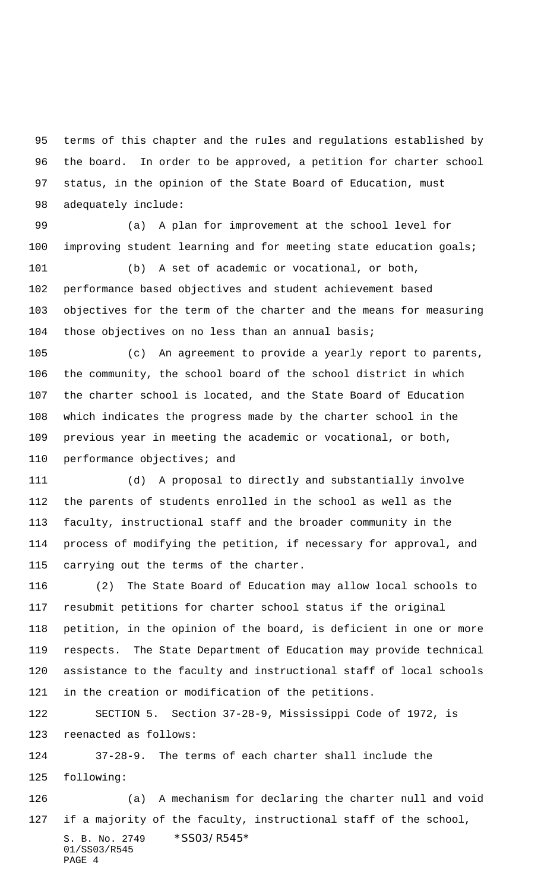terms of this chapter and the rules and regulations established by the board. In order to be approved, a petition for charter school status, in the opinion of the State Board of Education, must adequately include:

(a) A plan for improvement at the school level for improving student learning and for meeting state education goals;

(b) A set of academic or vocational, or both, performance based objectives and student achievement based objectives for the term of the charter and the means for measuring those objectives on no less than an annual basis;

(c) An agreement to provide a yearly report to parents, the community, the school board of the school district in which the charter school is located, and the State Board of Education which indicates the progress made by the charter school in the previous year in meeting the academic or vocational, or both, performance objectives; and

(d) A proposal to directly and substantially involve the parents of students enrolled in the school as well as the faculty, instructional staff and the broader community in the process of modifying the petition, if necessary for approval, and carrying out the terms of the charter.

(2) The State Board of Education may allow local schools to resubmit petitions for charter school status if the original petition, in the opinion of the board, is deficient in one or more respects. The State Department of Education may provide technical assistance to the faculty and instructional staff of local schools in the creation or modification of the petitions.

SECTION 5. Section 37-28-9, Mississippi Code of 1972, is reenacted as follows:

37-28-9. The terms of each charter shall include the following:

(a) A mechanism for declaring the charter null and void if a majority of the faculty, instructional staff of the school,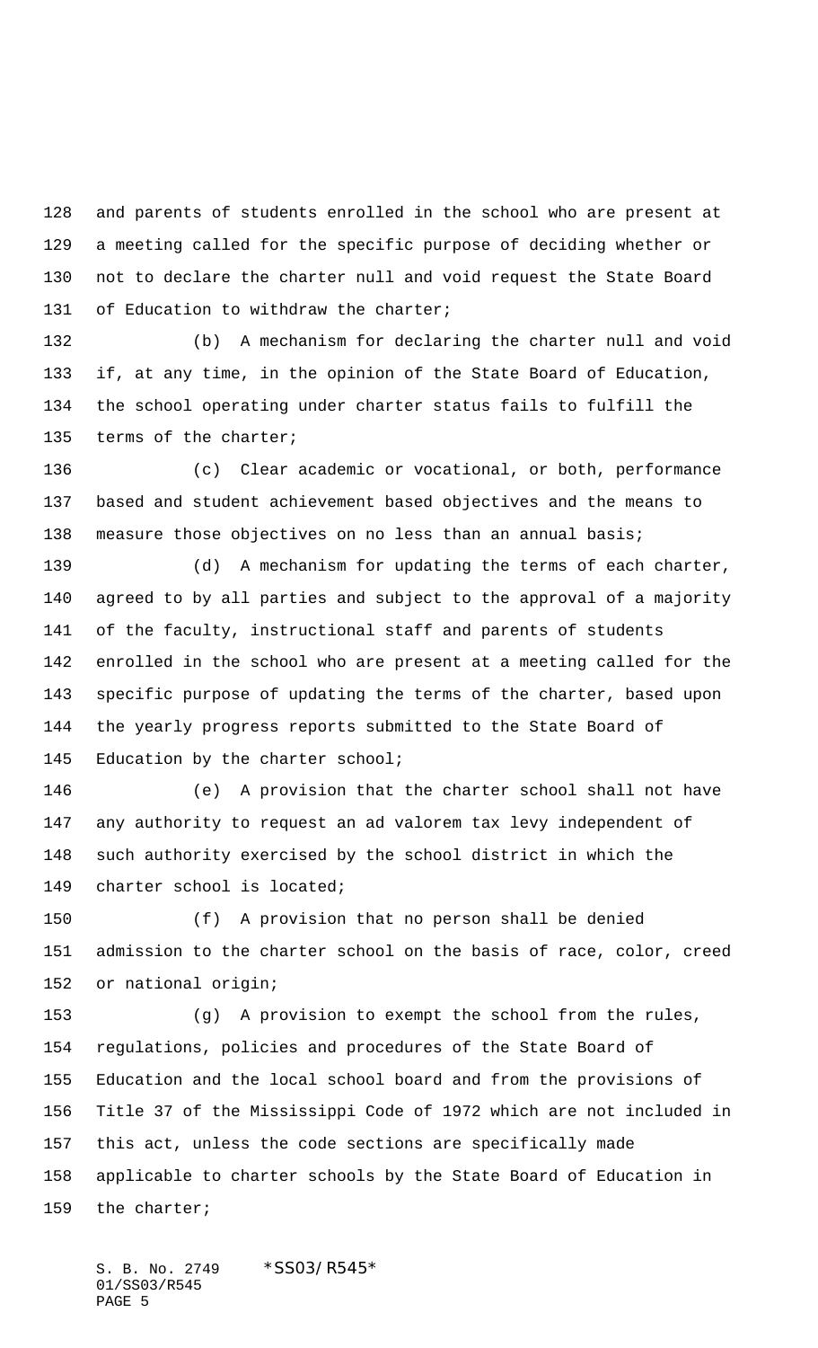and parents of students enrolled in the school who are present at a meeting called for the specific purpose of deciding whether or not to declare the charter null and void request the State Board of Education to withdraw the charter;

(b) A mechanism for declaring the charter null and void if, at any time, in the opinion of the State Board of Education, the school operating under charter status fails to fulfill the terms of the charter;

(c) Clear academic or vocational, or both, performance based and student achievement based objectives and the means to measure those objectives on no less than an annual basis;

(d) A mechanism for updating the terms of each charter, agreed to by all parties and subject to the approval of a majority of the faculty, instructional staff and parents of students enrolled in the school who are present at a meeting called for the specific purpose of updating the terms of the charter, based upon the yearly progress reports submitted to the State Board of Education by the charter school;

(e) A provision that the charter school shall not have any authority to request an ad valorem tax levy independent of such authority exercised by the school district in which the charter school is located;

(f) A provision that no person shall be denied admission to the charter school on the basis of race, color, creed or national origin;

(g) A provision to exempt the school from the rules, regulations, policies and procedures of the State Board of Education and the local school board and from the provisions of Title 37 of the Mississippi Code of 1972 which are not included in this act, unless the code sections are specifically made applicable to charter schools by the State Board of Education in the charter;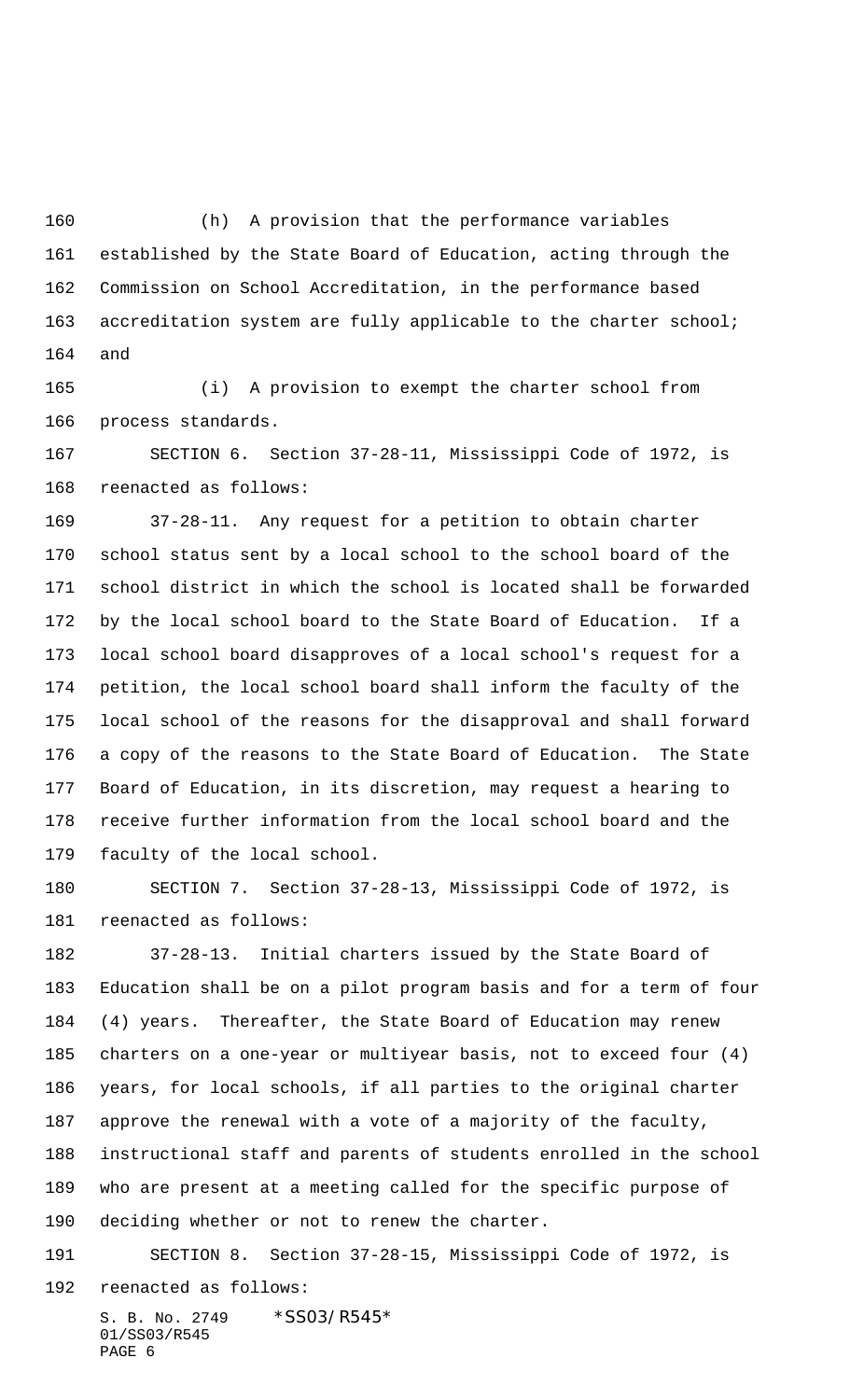(h) A provision that the performance variables established by the State Board of Education, acting through the Commission on School Accreditation, in the performance based accreditation system are fully applicable to the charter school; and

(i) A provision to exempt the charter school from process standards.

SECTION 6. Section 37-28-11, Mississippi Code of 1972, is reenacted as follows:

37-28-11. Any request for a petition to obtain charter school status sent by a local school to the school board of the school district in which the school is located shall be forwarded by the local school board to the State Board of Education. If a local school board disapproves of a local school's request for a petition, the local school board shall inform the faculty of the local school of the reasons for the disapproval and shall forward a copy of the reasons to the State Board of Education. The State Board of Education, in its discretion, may request a hearing to receive further information from the local school board and the faculty of the local school.

SECTION 7. Section 37-28-13, Mississippi Code of 1972, is reenacted as follows:

37-28-13. Initial charters issued by the State Board of Education shall be on a pilot program basis and for a term of four (4) years. Thereafter, the State Board of Education may renew charters on a one-year or multiyear basis, not to exceed four (4) years, for local schools, if all parties to the original charter approve the renewal with a vote of a majority of the faculty, instructional staff and parents of students enrolled in the school who are present at a meeting called for the specific purpose of deciding whether or not to renew the charter.

SECTION 8. Section 37-28-15, Mississippi Code of 1972, is reenacted as follows: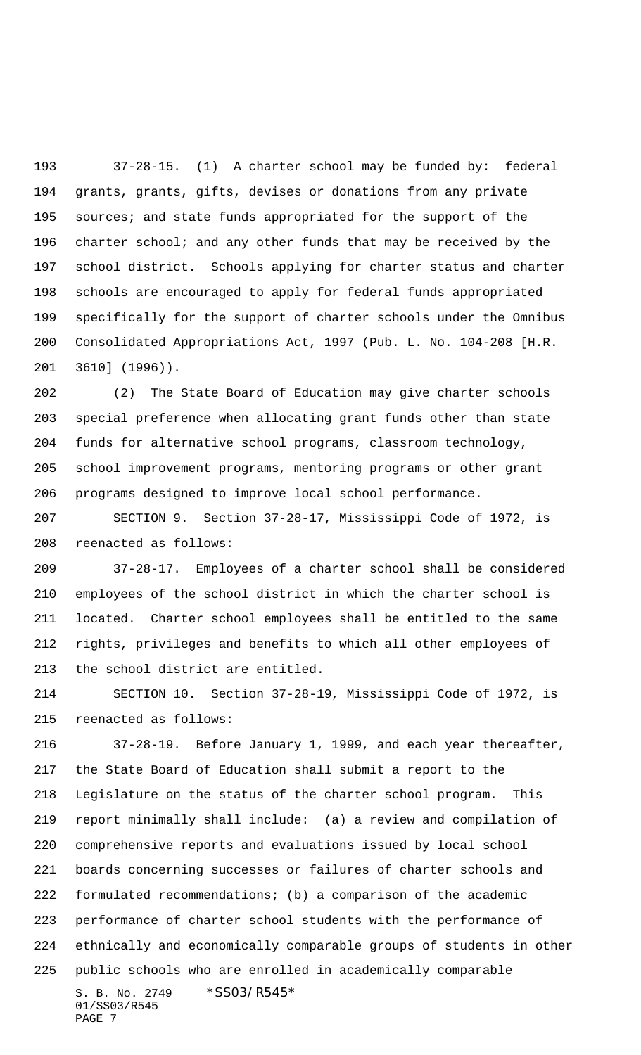37-28-15. (1) A charter school may be funded by: federal grants, grants, gifts, devises or donations from any private sources; and state funds appropriated for the support of the charter school; and any other funds that may be received by the school district. Schools applying for charter status and charter schools are encouraged to apply for federal funds appropriated specifically for the support of charter schools under the Omnibus Consolidated Appropriations Act, 1997 (Pub. L. No. 104-208 [H.R. 3610] (1996)).

(2) The State Board of Education may give charter schools special preference when allocating grant funds other than state funds for alternative school programs, classroom technology, school improvement programs, mentoring programs or other grant programs designed to improve local school performance.

SECTION 9. Section 37-28-17, Mississippi Code of 1972, is reenacted as follows:

37-28-17. Employees of a charter school shall be considered employees of the school district in which the charter school is located. Charter school employees shall be entitled to the same rights, privileges and benefits to which all other employees of the school district are entitled.

SECTION 10. Section 37-28-19, Mississippi Code of 1972, is reenacted as follows:

37-28-19. Before January 1, 1999, and each year thereafter, the State Board of Education shall submit a report to the Legislature on the status of the charter school program. This report minimally shall include: (a) a review and compilation of comprehensive reports and evaluations issued by local school boards concerning successes or failures of charter schools and formulated recommendations; (b) a comparison of the academic performance of charter school students with the performance of ethnically and economically comparable groups of students in other public schools who are enrolled in academically comparable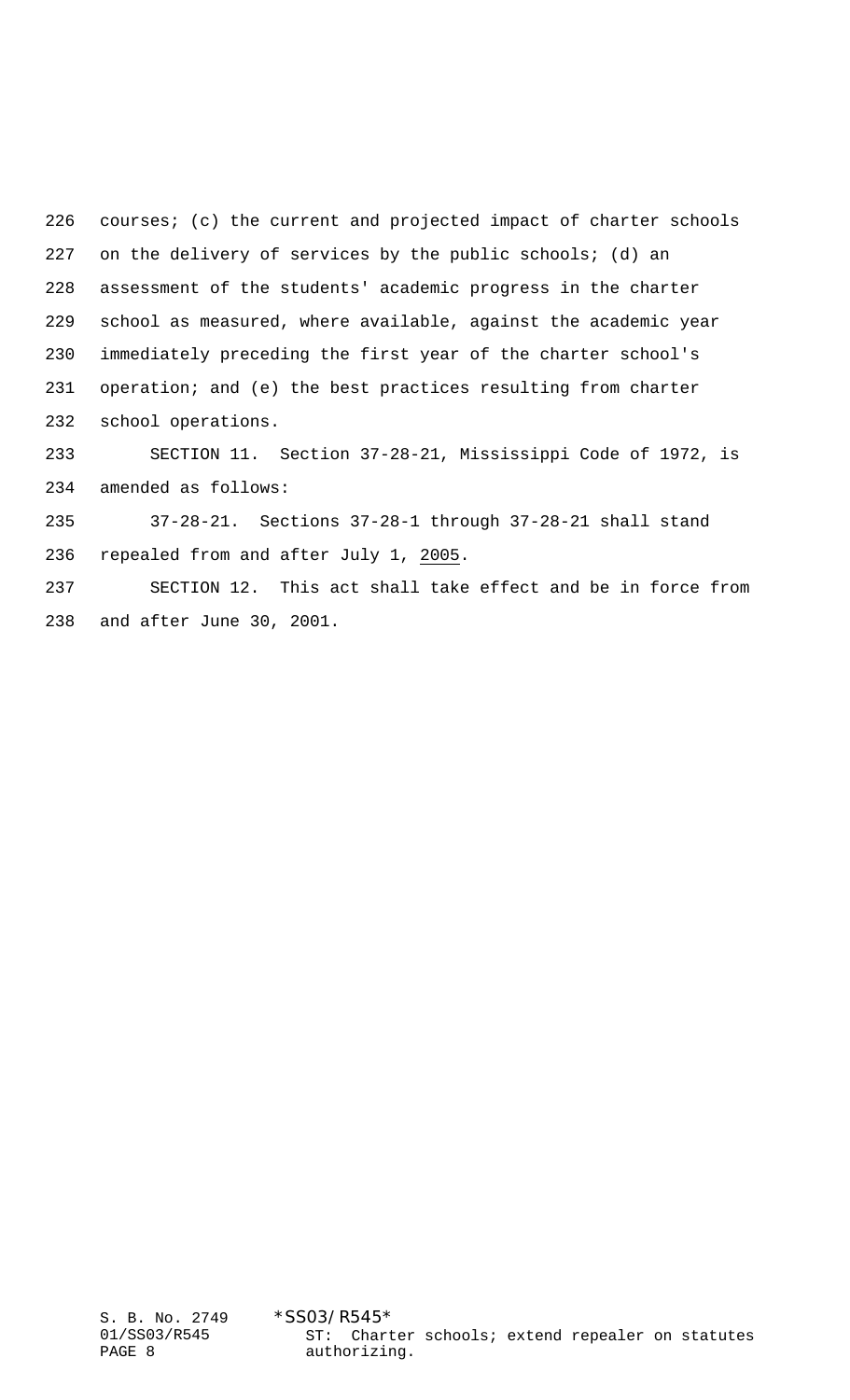courses; (c) the current and projected impact of charter schools on the delivery of services by the public schools; (d) an assessment of the students' academic progress in the charter school as measured, where available, against the academic year immediately preceding the first year of the charter school's operation; and (e) the best practices resulting from charter school operations.

SECTION 11. Section 37-28-21, Mississippi Code of 1972, is amended as follows:

37-28-21. Sections 37-28-1 through 37-28-21 shall stand repealed from and after July 1, 2005.

SECTION 12. This act shall take effect and be in force from and after June 30, 2001.